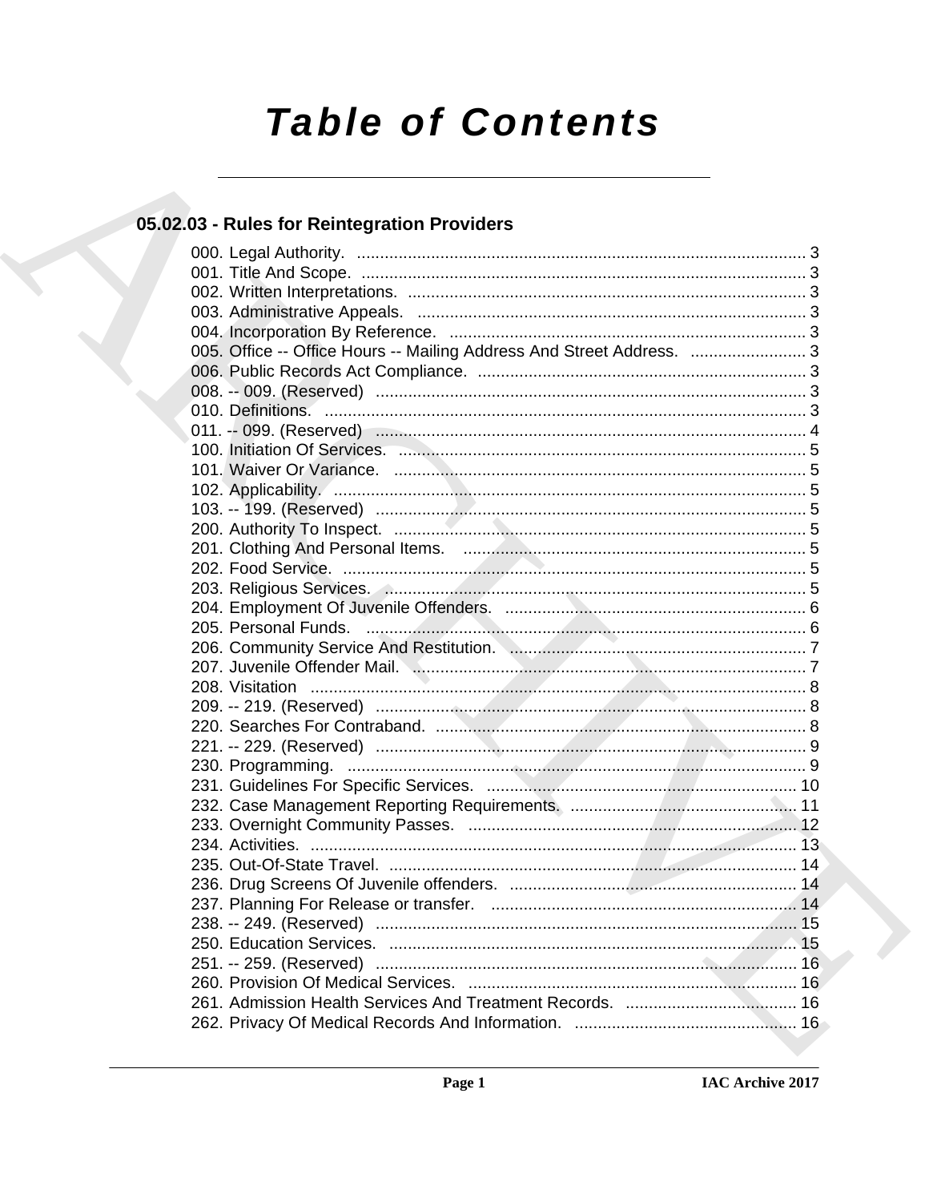# Table of Contents

## 05.02.03 - Rules for Reintegration Providers

000. Legal Authority. ........ 3
001. Title And Scope. ........ 3
002. Written Interpretations. ........ 3
003. Administrative Appeals. ........ 3
004. Incorporation By Reference. ........ 3
005. Office -- Office Hours -- Mailing Address And Street Address. ........ 3
006. Public Records Act Compliance. ........ 3
008. -- 009. (Reserved) ........ 3
010. Definitions. ........ 3
011. -- 099. (Reserved) ........ 4
100. Initiation Of Services. ........ 5
101. Waiver Or Variance. ........ 5
102. Applicability. ........ 5
103. -- 199. (Reserved) ........ 5
200. Authority To Inspect. ........ 5
201. Clothing And Personal Items. ........ 5
202. Food Service. ........ 5
203. Religious Services. ........ 5
204. Employment Of Juvenile Offenders. ........ 6
205. Personal Funds. ........ 6
206. Community Service And Restitution. ........ 7
207. Juvenile Offender Mail. ........ 7
208. Visitation ........ 8
209. -- 219. (Reserved) ........ 8
220. Searches For Contraband. ........ 8
221. -- 229. (Reserved) ........ 9
230. Programming. ........ 9
231. Guidelines For Specific Services. ........ 10
232. Case Management Reporting Requirements. ........ 11
233. Overnight Community Passes. ........ 12
234. Activities. ........ 13
235. Out-Of-State Travel. ........ 14
236. Drug Screens Of Juvenile offenders. ........ 14
237. Planning For Release or transfer. ........ 14
238. -- 249. (Reserved) ........ 15
250. Education Services. ........ 15
251. -- 259. (Reserved) ........ 16
260. Provision Of Medical Services. ........ 16
261. Admission Health Services And Treatment Records. ........ 16
262. Privacy Of Medical Records And Information. ........ 16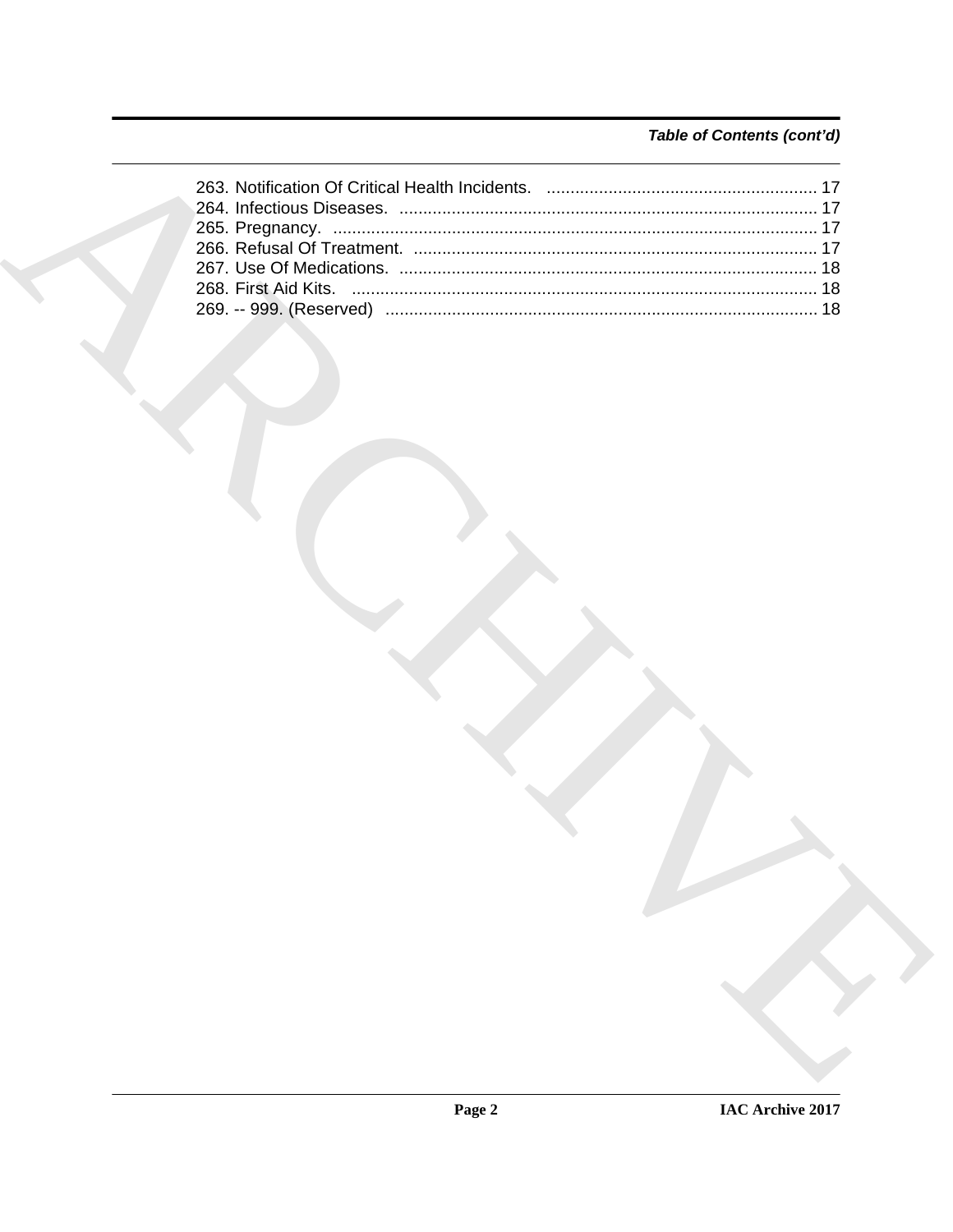*Table of Contents (cont'd)*

263. Notification Of Critical Health Incidents. ........................................................ 17
264. Infectious Diseases. ....................................................................................... 17
265. Pregnancy. ..................................................................................................... 17
266. Refusal Of Treatment. .................................................................................... 17
267. Use Of Medications. ....................................................................................... 18
268. First Aid Kits. ................................................................................................. 18
269. -- 999. (Reserved) .......................................................................................... 18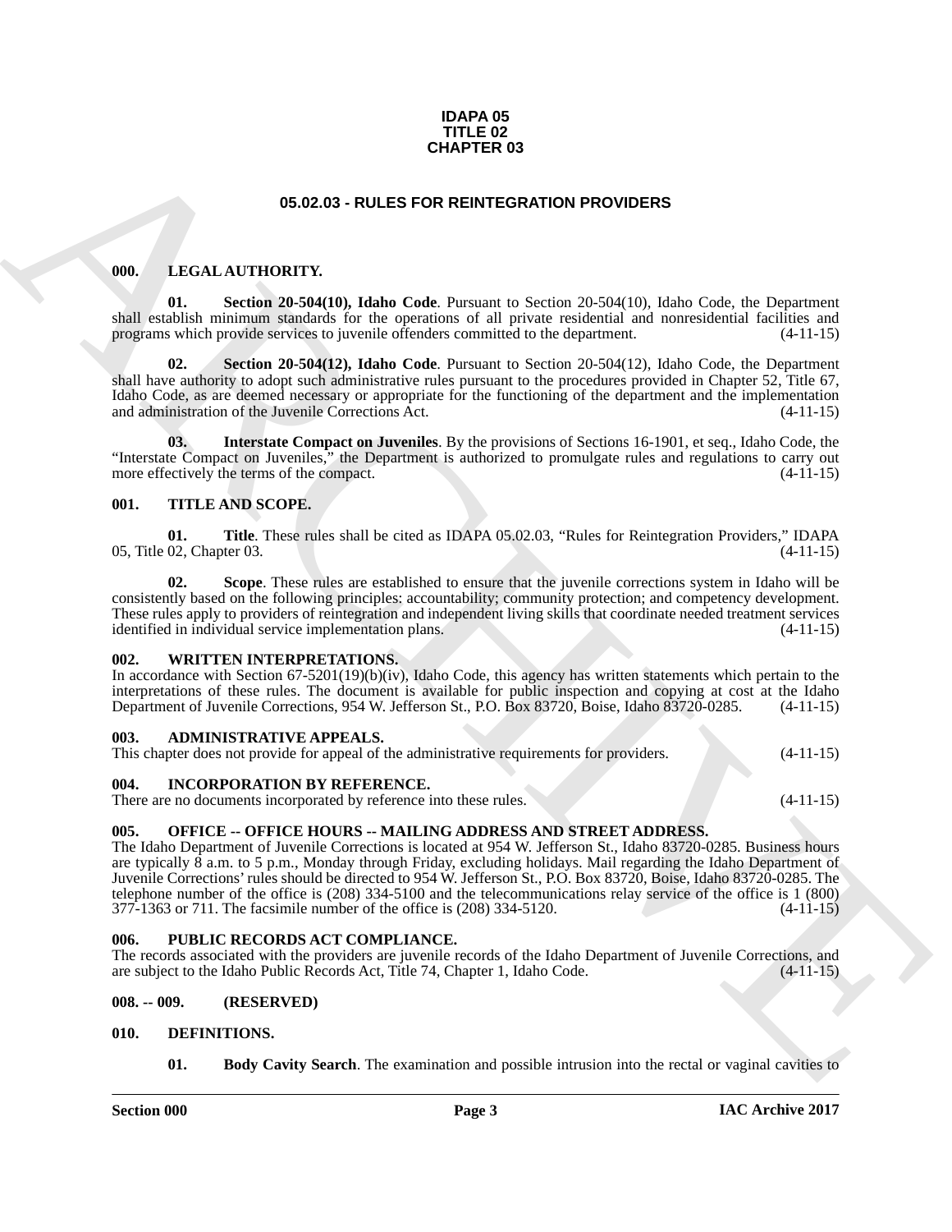**IDAPA 05**
**TITLE 02**
**CHAPTER 03**

# 05.02.03 - RULES FOR REINTEGRATION PROVIDERS

## 000. LEGAL AUTHORITY.

**01. Section 20-504(10), Idaho Code**. Pursuant to Section 20-504(10), Idaho Code, the Department shall establish minimum standards for the operations of all private residential and nonresidential facilities and programs which provide services to juvenile offenders committed to the department. (4-11-15)

**02. Section 20-504(12), Idaho Code**. Pursuant to Section 20-504(12), Idaho Code, the Department shall have authority to adopt such administrative rules pursuant to the procedures provided in Chapter 52, Title 67, Idaho Code, as are deemed necessary or appropriate for the functioning of the department and the implementation and administration of the Juvenile Corrections Act. (4-11-15)

**03. Interstate Compact on Juveniles**. By the provisions of Sections 16-1901, et seq., Idaho Code, the "Interstate Compact on Juveniles," the Department is authorized to promulgate rules and regulations to carry out more effectively the terms of the compact. (4-11-15)

## 001. TITLE AND SCOPE.

**01. Title**. These rules shall be cited as IDAPA 05.02.03, "Rules for Reintegration Providers," IDAPA 05, Title 02, Chapter 03. (4-11-15)

**02. Scope**. These rules are established to ensure that the juvenile corrections system in Idaho will be consistently based on the following principles: accountability; community protection; and competency development. These rules apply to providers of reintegration and independent living skills that coordinate needed treatment services identified in individual service implementation plans. (4-11-15)

## 002. WRITTEN INTERPRETATIONS.

In accordance with Section 67-5201(19)(b)(iv), Idaho Code, this agency has written statements which pertain to the interpretations of these rules. The document is available for public inspection and copying at cost at the Idaho Department of Juvenile Corrections, 954 W. Jefferson St., P.O. Box 83720, Boise, Idaho 83720-0285. (4-11-15)

## 003. ADMINISTRATIVE APPEALS.

This chapter does not provide for appeal of the administrative requirements for providers. (4-11-15)

## 004. INCORPORATION BY REFERENCE.

There are no documents incorporated by reference into these rules. (4-11-15)

## 005. OFFICE -- OFFICE HOURS -- MAILING ADDRESS AND STREET ADDRESS.

The Idaho Department of Juvenile Corrections is located at 954 W. Jefferson St., Idaho 83720-0285. Business hours are typically 8 a.m. to 5 p.m., Monday through Friday, excluding holidays. Mail regarding the Idaho Department of Juvenile Corrections' rules should be directed to 954 W. Jefferson St., P.O. Box 83720, Boise, Idaho 83720-0285. The telephone number of the office is (208) 334-5100 and the telecommunications relay service of the office is 1 (800) 377-1363 or 711. The facsimile number of the office is (208) 334-5120. (4-11-15)

## 006. PUBLIC RECORDS ACT COMPLIANCE.

The records associated with the providers are juvenile records of the Idaho Department of Juvenile Corrections, and are subject to the Idaho Public Records Act, Title 74, Chapter 1, Idaho Code. (4-11-15)

## 008. -- 009. (RESERVED)

## 010. DEFINITIONS.

**01. Body Cavity Search**. The examination and possible intrusion into the rectal or vaginal cavities to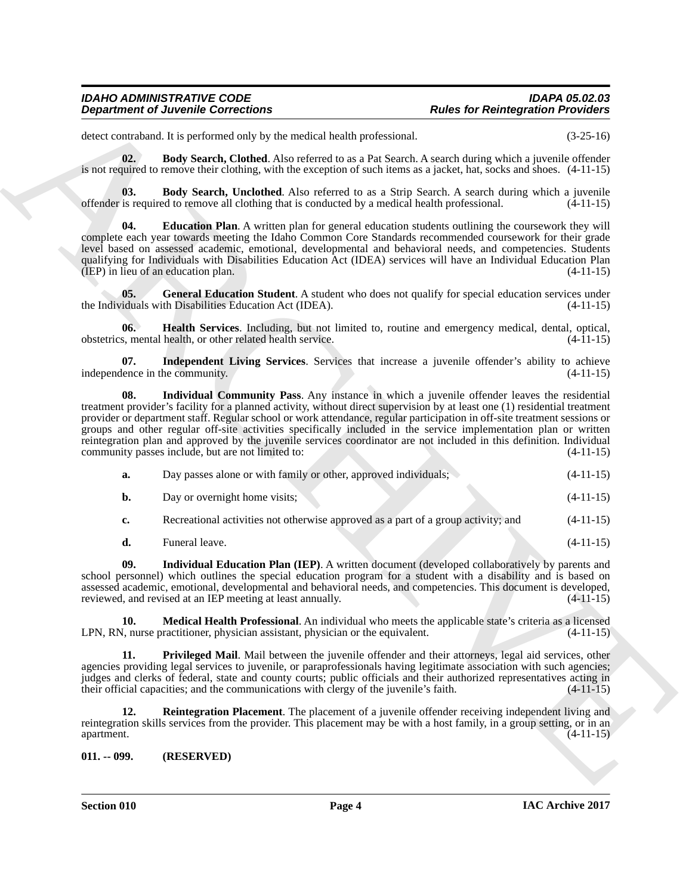detect contraband. It is performed only by the medical health professional. (3-25-16)

**02. Body Search, Clothed**. Also referred to as a Pat Search. A search during which a juvenile offender is not required to remove their clothing, with the exception of such items as a jacket, hat, socks and shoes. (4-11-15)

**03. Body Search, Unclothed**. Also referred to as a Strip Search. A search during which a juvenile offender is required to remove all clothing that is conducted by a medical health professional. (4-11-15)

**04. Education Plan**. A written plan for general education students outlining the coursework they will complete each year towards meeting the Idaho Common Core Standards recommended coursework for their grade level based on assessed academic, emotional, developmental and behavioral needs, and competencies. Students qualifying for Individuals with Disabilities Education Act (IDEA) services will have an Individual Education Plan (IEP) in lieu of an education plan. (4-11-15)

**05. General Education Student**. A student who does not qualify for special education services under the Individuals with Disabilities Education Act (IDEA). (4-11-15)

**06. Health Services**. Including, but not limited to, routine and emergency medical, dental, optical, obstetrics, mental health, or other related health service. (4-11-15)

**07. Independent Living Services**. Services that increase a juvenile offender's ability to achieve independence in the community. (4-11-15)

**08. Individual Community Pass**. Any instance in which a juvenile offender leaves the residential treatment provider's facility for a planned activity, without direct supervision by at least one (1) residential treatment provider or department staff. Regular school or work attendance, regular participation in off-site treatment sessions or groups and other regular off-site activities specifically included in the service implementation plan or written reintegration plan and approved by the juvenile services coordinator are not included in this definition. Individual community passes include, but are not limited to: (4-11-15)

**a.** Day passes alone or with family or other, approved individuals; (4-11-15)

**b.** Day or overnight home visits; (4-11-15)

**c.** Recreational activities not otherwise approved as a part of a group activity; and (4-11-15)

**d.** Funeral leave. (4-11-15)

**09. Individual Education Plan (IEP)**. A written document (developed collaboratively by parents and school personnel) which outlines the special education program for a student with a disability and is based on assessed academic, emotional, developmental and behavioral needs, and competencies. This document is developed, reviewed, and revised at an IEP meeting at least annually. (4-11-15)

**10. Medical Health Professional**. An individual who meets the applicable state's criteria as a licensed LPN, RN, nurse practitioner, physician assistant, physician or the equivalent. (4-11-15)

**11. Privileged Mail**. Mail between the juvenile offender and their attorneys, legal aid services, other agencies providing legal services to juvenile, or paraprofessionals having legitimate association with such agencies; judges and clerks of federal, state and county courts; public officials and their authorized representatives acting in their official capacities; and the communications with clergy of the juvenile's faith. (4-11-15)

**12. Reintegration Placement**. The placement of a juvenile offender receiving independent living and reintegration skills services from the provider. This placement may be with a host family, in a group setting, or in an apartment. (4-11-15)

**011. -- 099. (RESERVED)**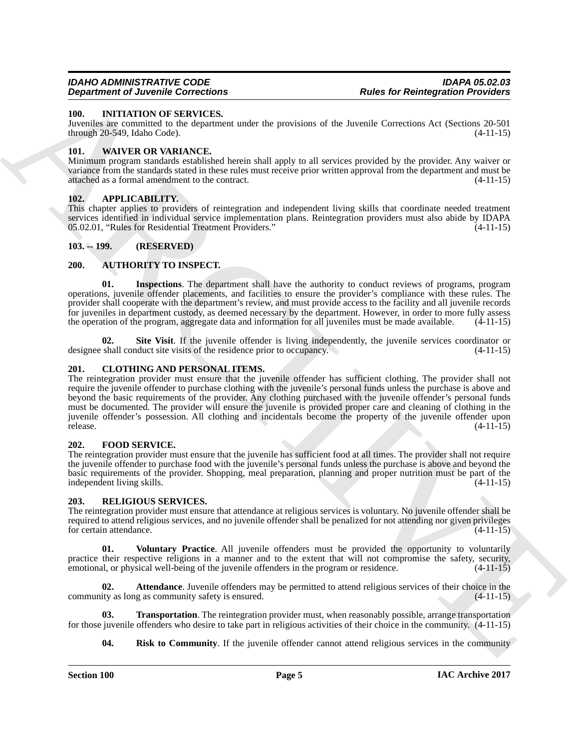### 100. INITIATION OF SERVICES.

Juveniles are committed to the department under the provisions of the Juvenile Corrections Act (Sections 20-501 through 20-549, Idaho Code). (4-11-15)

### 101. WAIVER OR VARIANCE.

Minimum program standards established herein shall apply to all services provided by the provider. Any waiver or variance from the standards stated in these rules must receive prior written approval from the department and must be attached as a formal amendment to the contract. (4-11-15)

### 102. APPLICABILITY.

This chapter applies to providers of reintegration and independent living skills that coordinate needed treatment services identified in individual service implementation plans. Reintegration providers must also abide by IDAPA 05.02.01, "Rules for Residential Treatment Providers." (4-11-15)

### 103. -- 199. (RESERVED)

### 200. AUTHORITY TO INSPECT.

**01. Inspections**. The department shall have the authority to conduct reviews of programs, program operations, juvenile offender placements, and facilities to ensure the provider's compliance with these rules. The provider shall cooperate with the department's review, and must provide access to the facility and all juvenile records for juveniles in department custody, as deemed necessary by the department. However, in order to more fully assess the operation of the program, aggregate data and information for all juveniles must be made available. (4-11-15)

**02. Site Visit**. If the juvenile offender is living independently, the juvenile services coordinator or designee shall conduct site visits of the residence prior to occupancy. (4-11-15)

### 201. CLOTHING AND PERSONAL ITEMS.

The reintegration provider must ensure that the juvenile offender has sufficient clothing. The provider shall not require the juvenile offender to purchase clothing with the juvenile's personal funds unless the purchase is above and beyond the basic requirements of the provider. Any clothing purchased with the juvenile offender's personal funds must be documented. The provider will ensure the juvenile is provided proper care and cleaning of clothing in the juvenile offender's possession. All clothing and incidentals become the property of the juvenile offender upon release. (4-11-15)

### 202. FOOD SERVICE.

The reintegration provider must ensure that the juvenile has sufficient food at all times. The provider shall not require the juvenile offender to purchase food with the juvenile's personal funds unless the purchase is above and beyond the basic requirements of the provider. Shopping, meal preparation, planning and proper nutrition must be part of the independent living skills. (4-11-15)

### 203. RELIGIOUS SERVICES.

The reintegration provider must ensure that attendance at religious services is voluntary. No juvenile offender shall be required to attend religious services, and no juvenile offender shall be penalized for not attending nor given privileges for certain attendance. (4-11-15)

**01. Voluntary Practice**. All juvenile offenders must be provided the opportunity to voluntarily practice their respective religions in a manner and to the extent that will not compromise the safety, security, emotional, or physical well-being of the juvenile offenders in the program or residence. (4-11-15)

**02. Attendance**. Juvenile offenders may be permitted to attend religious services of their choice in the community as long as community safety is ensured. (4-11-15)

**03. Transportation**. The reintegration provider must, when reasonably possible, arrange transportation for those juvenile offenders who desire to take part in religious activities of their choice in the community. (4-11-15)

**04. Risk to Community**. If the juvenile offender cannot attend religious services in the community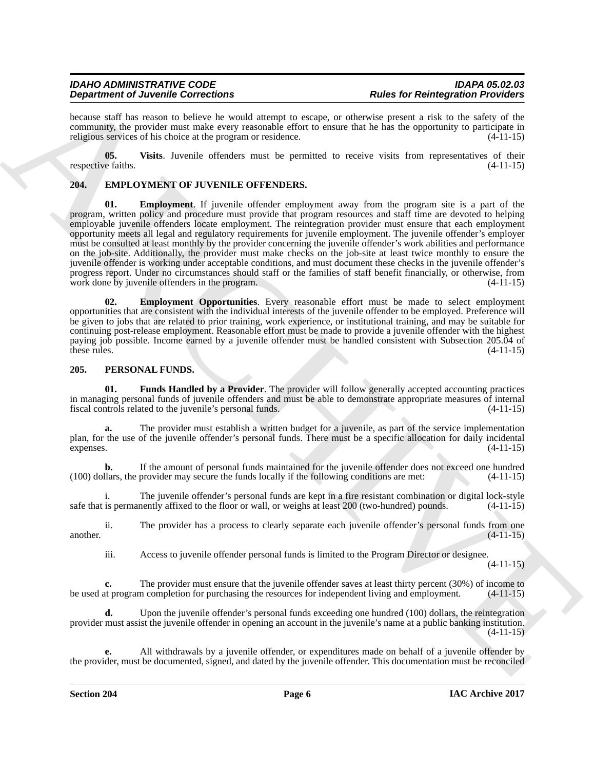because staff has reason to believe he would attempt to escape, or otherwise present a risk to the safety of the community, the provider must make every reasonable effort to ensure that he has the opportunity to participate in religious services of his choice at the program or residence. (4-11-15)

**05. Visits**. Juvenile offenders must be permitted to receive visits from representatives of their respective faiths. (4-11-15)

## 204. EMPLOYMENT OF JUVENILE OFFENDERS.

**01. Employment**. If juvenile offender employment away from the program site is a part of the program, written policy and procedure must provide that program resources and staff time are devoted to helping employable juvenile offenders locate employment. The reintegration provider must ensure that each employment opportunity meets all legal and regulatory requirements for juvenile employment. The juvenile offender's employer must be consulted at least monthly by the provider concerning the juvenile offender's work abilities and performance on the job-site. Additionally, the provider must make checks on the job-site at least twice monthly to ensure the juvenile offender is working under acceptable conditions, and must document these checks in the juvenile offender's progress report. Under no circumstances should staff or the families of staff benefit financially, or otherwise, from work done by juvenile offenders in the program. (4-11-15)

**02. Employment Opportunities**. Every reasonable effort must be made to select employment opportunities that are consistent with the individual interests of the juvenile offender to be employed. Preference will be given to jobs that are related to prior training, work experience, or institutional training, and may be suitable for continuing post-release employment. Reasonable effort must be made to provide a juvenile offender with the highest paying job possible. Income earned by a juvenile offender must be handled consistent with Subsection 205.04 of these rules. (4-11-15)

## 205. PERSONAL FUNDS.

**01. Funds Handled by a Provider**. The provider will follow generally accepted accounting practices in managing personal funds of juvenile offenders and must be able to demonstrate appropriate measures of internal fiscal controls related to the juvenile's personal funds. (4-11-15)

**a.** The provider must establish a written budget for a juvenile, as part of the service implementation plan, for the use of the juvenile offender's personal funds. There must be a specific allocation for daily incidental expenses. (4-11-15)

**b.** If the amount of personal funds maintained for the juvenile offender does not exceed one hundred (100) dollars, the provider may secure the funds locally if the following conditions are met: (4-11-15)

i. The juvenile offender's personal funds are kept in a fire resistant combination or digital lock-style safe that is permanently affixed to the floor or wall, or weighs at least 200 (two-hundred) pounds. (4-11-15)

ii. The provider has a process to clearly separate each juvenile offender's personal funds from one another. (4-11-15)

iii. Access to juvenile offender personal funds is limited to the Program Director or designee. (4-11-15)

**c.** The provider must ensure that the juvenile offender saves at least thirty percent (30%) of income to be used at program completion for purchasing the resources for independent living and employment. (4-11-15)

**d.** Upon the juvenile offender's personal funds exceeding one hundred (100) dollars, the reintegration provider must assist the juvenile offender in opening an account in the juvenile's name at a public banking institution. (4-11-15)

**e.** All withdrawals by a juvenile offender, or expenditures made on behalf of a juvenile offender by the provider, must be documented, signed, and dated by the juvenile offender. This documentation must be reconciled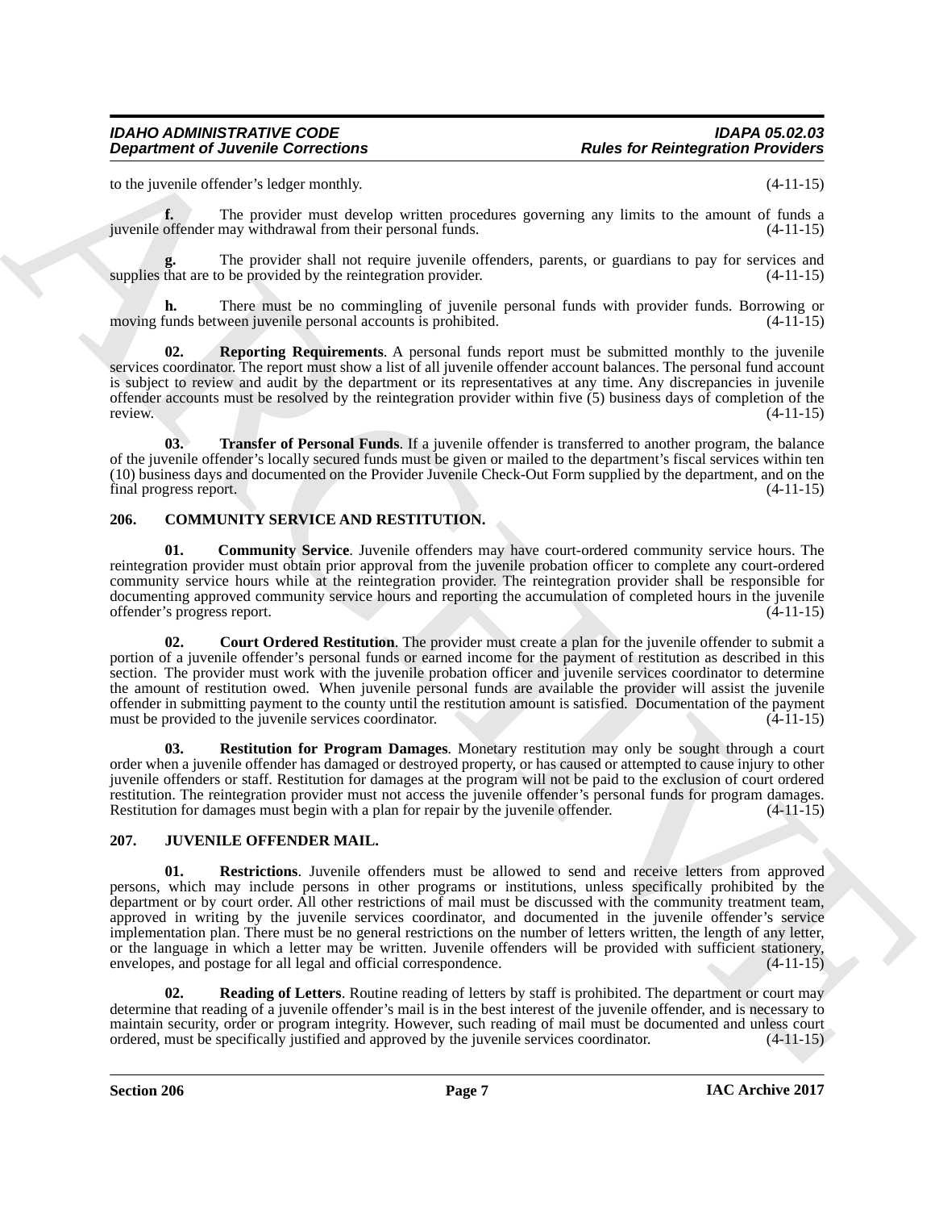to the juvenile offender's ledger monthly. (4-11-15)

**f.** The provider must develop written procedures governing any limits to the amount of funds a juvenile offender may withdrawal from their personal funds. (4-11-15)

**g.** The provider shall not require juvenile offenders, parents, or guardians to pay for services and supplies that are to be provided by the reintegration provider. (4-11-15)

**h.** There must be no commingling of juvenile personal funds with provider funds. Borrowing or moving funds between juvenile personal accounts is prohibited. (4-11-15)

**02. Reporting Requirements**. A personal funds report must be submitted monthly to the juvenile services coordinator. The report must show a list of all juvenile offender account balances. The personal fund account is subject to review and audit by the department or its representatives at any time. Any discrepancies in juvenile offender accounts must be resolved by the reintegration provider within five (5) business days of completion of the review. (4-11-15)

**03. Transfer of Personal Funds**. If a juvenile offender is transferred to another program, the balance of the juvenile offender's locally secured funds must be given or mailed to the department's fiscal services within ten (10) business days and documented on the Provider Juvenile Check-Out Form supplied by the department, and on the final progress report. (4-11-15)

## 206. COMMUNITY SERVICE AND RESTITUTION.

**01. Community Service**. Juvenile offenders may have court-ordered community service hours. The reintegration provider must obtain prior approval from the juvenile probation officer to complete any court-ordered community service hours while at the reintegration provider. The reintegration provider shall be responsible for documenting approved community service hours and reporting the accumulation of completed hours in the juvenile offender's progress report. (4-11-15)

**02. Court Ordered Restitution**. The provider must create a plan for the juvenile offender to submit a portion of a juvenile offender's personal funds or earned income for the payment of restitution as described in this section. The provider must work with the juvenile probation officer and juvenile services coordinator to determine the amount of restitution owed. When juvenile personal funds are available the provider will assist the juvenile offender in submitting payment to the county until the restitution amount is satisfied. Documentation of the payment must be provided to the juvenile services coordinator. (4-11-15)

**03. Restitution for Program Damages**. Monetary restitution may only be sought through a court order when a juvenile offender has damaged or destroyed property, or has caused or attempted to cause injury to other juvenile offenders or staff. Restitution for damages at the program will not be paid to the exclusion of court ordered restitution. The reintegration provider must not access the juvenile offender's personal funds for program damages. Restitution for damages must begin with a plan for repair by the juvenile offender. (4-11-15)

## 207. JUVENILE OFFENDER MAIL.

**01. Restrictions**. Juvenile offenders must be allowed to send and receive letters from approved persons, which may include persons in other programs or institutions, unless specifically prohibited by the department or by court order. All other restrictions of mail must be discussed with the community treatment team, approved in writing by the juvenile services coordinator, and documented in the juvenile offender's service implementation plan. There must be no general restrictions on the number of letters written, the length of any letter, or the language in which a letter may be written. Juvenile offenders will be provided with sufficient stationery, envelopes, and postage for all legal and official correspondence. (4-11-15)

**02. Reading of Letters**. Routine reading of letters by staff is prohibited. The department or court may determine that reading of a juvenile offender's mail is in the best interest of the juvenile offender, and is necessary to maintain security, order or program integrity. However, such reading of mail must be documented and unless court ordered, must be specifically justified and approved by the juvenile services coordinator. (4-11-15)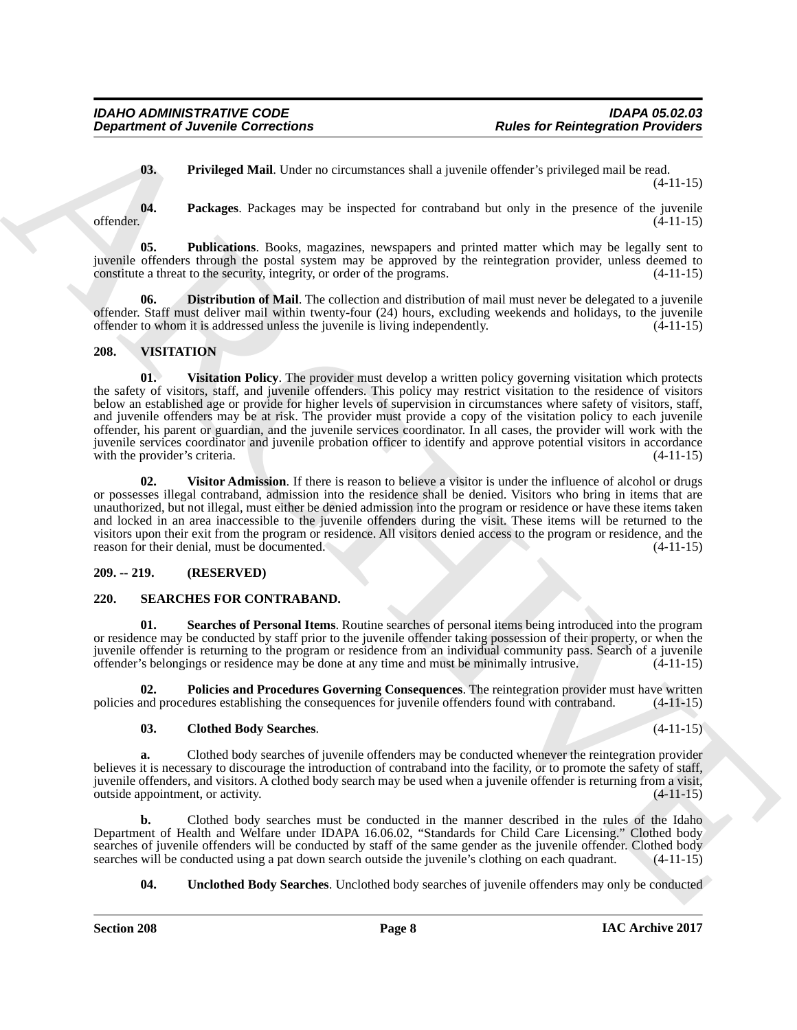**03. Privileged Mail**. Under no circumstances shall a juvenile offender's privileged mail be read. (4-11-15)

**04. Packages**. Packages may be inspected for contraband but only in the presence of the juvenile offender. (4-11-15)

**05. Publications**. Books, magazines, newspapers and printed matter which may be legally sent to juvenile offenders through the postal system may be approved by the reintegration provider, unless deemed to constitute a threat to the security, integrity, or order of the programs. (4-11-15)

**06. Distribution of Mail**. The collection and distribution of mail must never be delegated to a juvenile offender. Staff must deliver mail within twenty-four (24) hours, excluding weekends and holidays, to the juvenile offender to whom it is addressed unless the juvenile is living independently. (4-11-15)

## 208. VISITATION

**01. Visitation Policy**. The provider must develop a written policy governing visitation which protects the safety of visitors, staff, and juvenile offenders. This policy may restrict visitation to the residence of visitors below an established age or provide for higher levels of supervision in circumstances where safety of visitors, staff, and juvenile offenders may be at risk. The provider must provide a copy of the visitation policy to each juvenile offender, his parent or guardian, and the juvenile services coordinator. In all cases, the provider will work with the juvenile services coordinator and juvenile probation officer to identify and approve potential visitors in accordance with the provider's criteria. (4-11-15)

**02. Visitor Admission**. If there is reason to believe a visitor is under the influence of alcohol or drugs or possesses illegal contraband, admission into the residence shall be denied. Visitors who bring in items that are unauthorized, but not illegal, must either be denied admission into the program or residence or have these items taken and locked in an area inaccessible to the juvenile offenders during the visit. These items will be returned to the visitors upon their exit from the program or residence. All visitors denied access to the program or residence, and the reason for their denial, must be documented. (4-11-15)

## 209. -- 219. (RESERVED)

## 220. SEARCHES FOR CONTRABAND.

**01. Searches of Personal Items**. Routine searches of personal items being introduced into the program or residence may be conducted by staff prior to the juvenile offender taking possession of their property, or when the juvenile offender is returning to the program or residence from an individual community pass. Search of a juvenile offender's belongings or residence may be done at any time and must be minimally intrusive. (4-11-15)

**02. Policies and Procedures Governing Consequences**. The reintegration provider must have written policies and procedures establishing the consequences for juvenile offenders found with contraband. (4-11-15)

**03. Clothed Body Searches**. (4-11-15)

**a.** Clothed body searches of juvenile offenders may be conducted whenever the reintegration provider believes it is necessary to discourage the introduction of contraband into the facility, or to promote the safety of staff, juvenile offenders, and visitors. A clothed body search may be used when a juvenile offender is returning from a visit, outside appointment, or activity. (4-11-15)

**b.** Clothed body searches must be conducted in the manner described in the rules of the Idaho Department of Health and Welfare under IDAPA 16.06.02, "Standards for Child Care Licensing." Clothed body searches of juvenile offenders will be conducted by staff of the same gender as the juvenile offender. Clothed body searches will be conducted using a pat down search outside the juvenile's clothing on each quadrant. (4-11-15)

**04. Unclothed Body Searches**. Unclothed body searches of juvenile offenders may only be conducted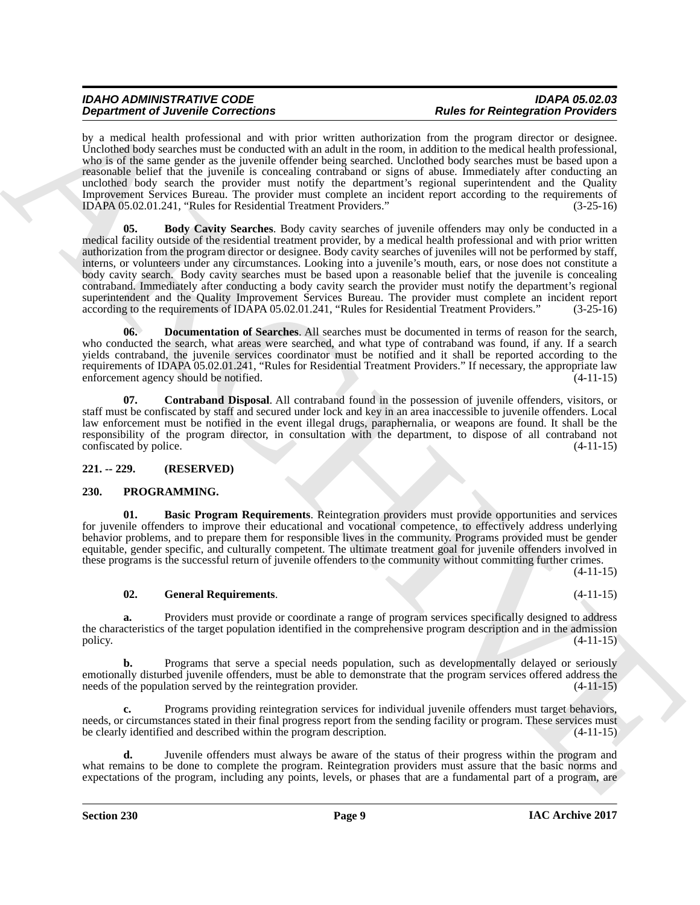by a medical health professional and with prior written authorization from the program director or designee. Unclothed body searches must be conducted with an adult in the room, in addition to the medical health professional, who is of the same gender as the juvenile offender being searched. Unclothed body searches must be based upon a reasonable belief that the juvenile is concealing contraband or signs of abuse. Immediately after conducting an unclothed body search the provider must notify the department's regional superintendent and the Quality Improvement Services Bureau. The provider must complete an incident report according to the requirements of IDAPA 05.02.01.241, "Rules for Residential Treatment Providers." (3-25-16)

**05. Body Cavity Searches**. Body cavity searches of juvenile offenders may only be conducted in a medical facility outside of the residential treatment provider, by a medical health professional and with prior written authorization from the program director or designee. Body cavity searches of juveniles will not be performed by staff, interns, or volunteers under any circumstances. Looking into a juvenile's mouth, ears, or nose does not constitute a body cavity search. Body cavity searches must be based upon a reasonable belief that the juvenile is concealing contraband. Immediately after conducting a body cavity search the provider must notify the department's regional superintendent and the Quality Improvement Services Bureau. The provider must complete an incident report according to the requirements of IDAPA 05.02.01.241, "Rules for Residential Treatment Providers." (3-25-16)

**06. Documentation of Searches**. All searches must be documented in terms of reason for the search, who conducted the search, what areas were searched, and what type of contraband was found, if any. If a search yields contraband, the juvenile services coordinator must be notified and it shall be reported according to the requirements of IDAPA 05.02.01.241, "Rules for Residential Treatment Providers." If necessary, the appropriate law enforcement agency should be notified. (4-11-15)

**07. Contraband Disposal**. All contraband found in the possession of juvenile offenders, visitors, or staff must be confiscated by staff and secured under lock and key in an area inaccessible to juvenile offenders. Local law enforcement must be notified in the event illegal drugs, paraphernalia, or weapons are found. It shall be the responsibility of the program director, in consultation with the department, to dispose of all contraband not confiscated by police. (4-11-15)

### 221. -- 229. (RESERVED)

### 230. PROGRAMMING.

**01. Basic Program Requirements**. Reintegration providers must provide opportunities and services for juvenile offenders to improve their educational and vocational competence, to effectively address underlying behavior problems, and to prepare them for responsible lives in the community. Programs provided must be gender equitable, gender specific, and culturally competent. The ultimate treatment goal for juvenile offenders involved in these programs is the successful return of juvenile offenders to the community without committing further crimes. (4-11-15)

**02. General Requirements**. (4-11-15)

**a.** Providers must provide or coordinate a range of program services specifically designed to address the characteristics of the target population identified in the comprehensive program description and in the admission policy. (4-11-15)

**b.** Programs that serve a special needs population, such as developmentally delayed or seriously emotionally disturbed juvenile offenders, must be able to demonstrate that the program services offered address the needs of the population served by the reintegration provider. (4-11-15)

**c.** Programs providing reintegration services for individual juvenile offenders must target behaviors, needs, or circumstances stated in their final progress report from the sending facility or program. These services must be clearly identified and described within the program description. (4-11-15)

**d.** Juvenile offenders must always be aware of the status of their progress within the program and what remains to be done to complete the program. Reintegration providers must assure that the basic norms and expectations of the program, including any points, levels, or phases that are a fundamental part of a program, are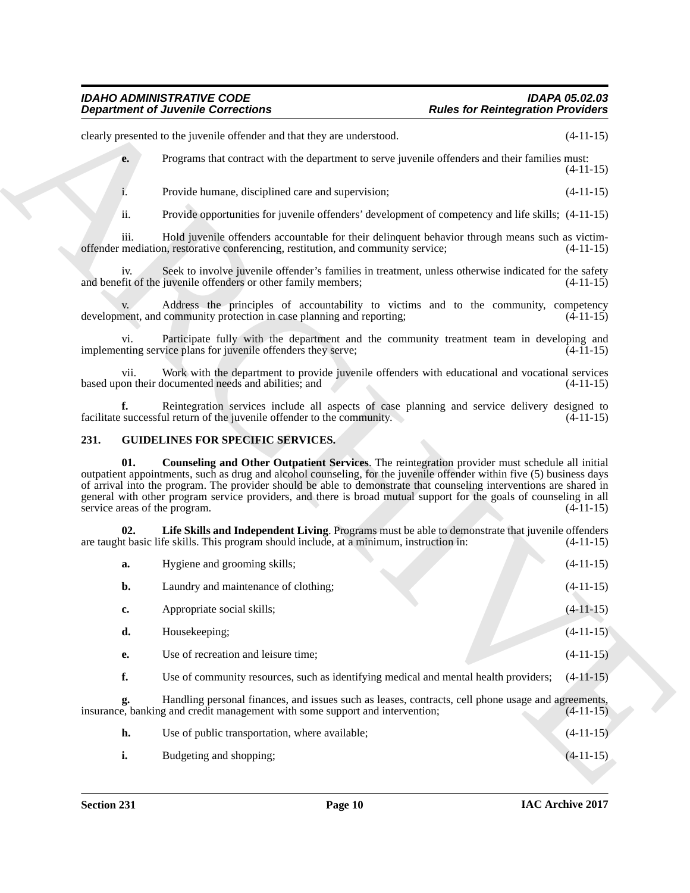clearly presented to the juvenile offender and that they are understood. (4-11-15)

**e.** Programs that contract with the department to serve juvenile offenders and their families must: (4-11-15)

i. Provide humane, disciplined care and supervision; (4-11-15)

ii. Provide opportunities for juvenile offenders' development of competency and life skills; (4-11-15)

iii. Hold juvenile offenders accountable for their delinquent behavior through means such as victim-offender mediation, restorative conferencing, restitution, and community service; (4-11-15)

iv. Seek to involve juvenile offender's families in treatment, unless otherwise indicated for the safety and benefit of the juvenile offenders or other family members; (4-11-15)

v. Address the principles of accountability to victims and to the community, competency development, and community protection in case planning and reporting; (4-11-15)

vi. Participate fully with the department and the community treatment team in developing and implementing service plans for juvenile offenders they serve; (4-11-15)

vii. Work with the department to provide juvenile offenders with educational and vocational services based upon their documented needs and abilities; and (4-11-15)

**f.** Reintegration services include all aspects of case planning and service delivery designed to facilitate successful return of the juvenile offender to the community. (4-11-15)

## 231. GUIDELINES FOR SPECIFIC SERVICES.

**01. Counseling and Other Outpatient Services**. The reintegration provider must schedule all initial outpatient appointments, such as drug and alcohol counseling, for the juvenile offender within five (5) business days of arrival into the program. The provider should be able to demonstrate that counseling interventions are shared in general with other program service providers, and there is broad mutual support for the goals of counseling in all service areas of the program. (4-11-15)

**02. Life Skills and Independent Living**. Programs must be able to demonstrate that juvenile offenders are taught basic life skills. This program should include, at a minimum, instruction in: (4-11-15)

**a.** Hygiene and grooming skills; (4-11-15)

**b.** Laundry and maintenance of clothing; (4-11-15)

**c.** Appropriate social skills; (4-11-15)

**d.** Housekeeping; (4-11-15)

**e.** Use of recreation and leisure time; (4-11-15)

**f.** Use of community resources, such as identifying medical and mental health providers; (4-11-15)

**g.** Handling personal finances, and issues such as leases, contracts, cell phone usage and agreements, insurance, banking and credit management with some support and intervention; (4-11-15)

**h.** Use of public transportation, where available; (4-11-15)

**i.** Budgeting and shopping; (4-11-15)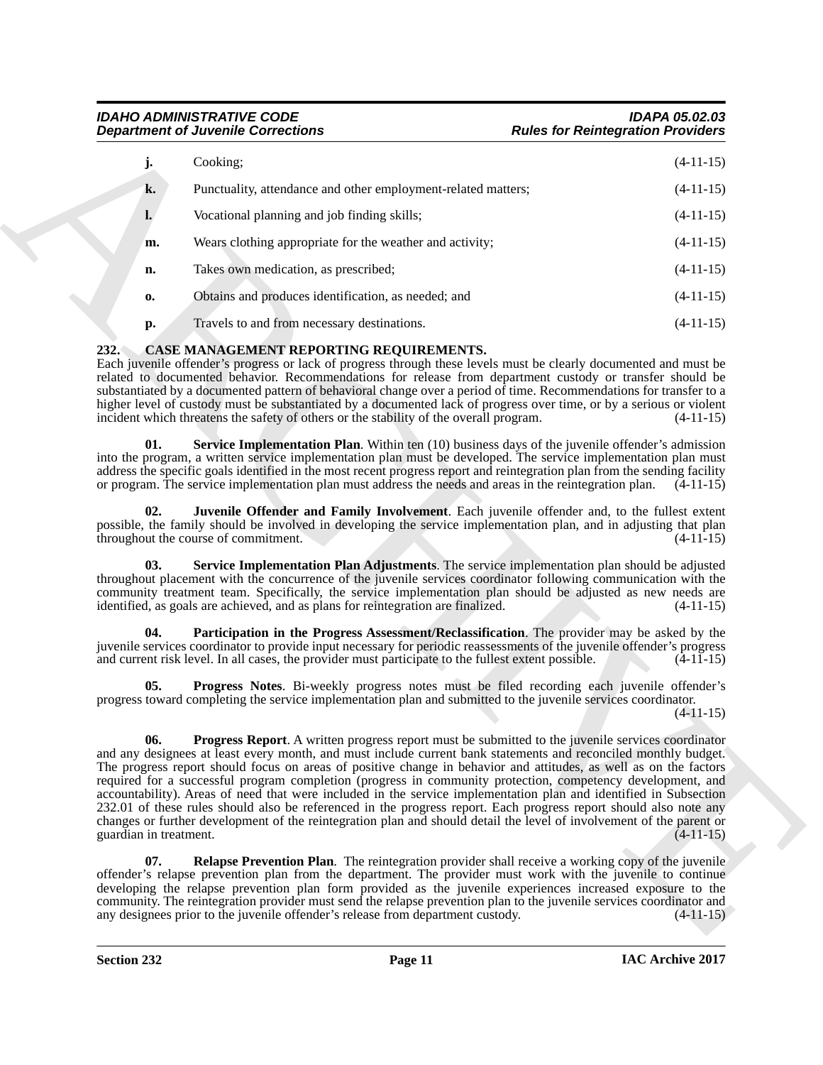**j.** Cooking; (4-11-15)

**k.** Punctuality, attendance and other employment-related matters; (4-11-15)

**l.** Vocational planning and job finding skills; (4-11-15)

**m.** Wears clothing appropriate for the weather and activity; (4-11-15)

**n.** Takes own medication, as prescribed; (4-11-15)

**o.** Obtains and produces identification, as needed; and (4-11-15)

**p.** Travels to and from necessary destinations. (4-11-15)

## 232. CASE MANAGEMENT REPORTING REQUIREMENTS.

Each juvenile offender's progress or lack of progress through these levels must be clearly documented and must be related to documented behavior. Recommendations for release from department custody or transfer should be substantiated by a documented pattern of behavioral change over a period of time. Recommendations for transfer to a higher level of custody must be substantiated by a documented lack of progress over time, or by a serious or violent incident which threatens the safety of others or the stability of the overall program. (4-11-15)

**01. Service Implementation Plan**. Within ten (10) business days of the juvenile offender's admission into the program, a written service implementation plan must be developed. The service implementation plan must address the specific goals identified in the most recent progress report and reintegration plan from the sending facility or program. The service implementation plan must address the needs and areas in the reintegration plan. (4-11-15)

**02. Juvenile Offender and Family Involvement**. Each juvenile offender and, to the fullest extent possible, the family should be involved in developing the service implementation plan, and in adjusting that plan throughout the course of commitment. (4-11-15)

**03. Service Implementation Plan Adjustments**. The service implementation plan should be adjusted throughout placement with the concurrence of the juvenile services coordinator following communication with the community treatment team. Specifically, the service implementation plan should be adjusted as new needs are identified, as goals are achieved, and as plans for reintegration are finalized. (4-11-15)

**04. Participation in the Progress Assessment/Reclassification**. The provider may be asked by the juvenile services coordinator to provide input necessary for periodic reassessments of the juvenile offender's progress and current risk level. In all cases, the provider must participate to the fullest extent possible. (4-11-15)

**05. Progress Notes**. Bi-weekly progress notes must be filed recording each juvenile offender's progress toward completing the service implementation plan and submitted to the juvenile services coordinator. (4-11-15)

**06. Progress Report**. A written progress report must be submitted to the juvenile services coordinator and any designees at least every month, and must include current bank statements and reconciled monthly budget. The progress report should focus on areas of positive change in behavior and attitudes, as well as on the factors required for a successful program completion (progress in community protection, competency development, and accountability). Areas of need that were included in the service implementation plan and identified in Subsection 232.01 of these rules should also be referenced in the progress report. Each progress report should also note any changes or further development of the reintegration plan and should detail the level of involvement of the parent or guardian in treatment. (4-11-15)

**07. Relapse Prevention Plan**. The reintegration provider shall receive a working copy of the juvenile offender's relapse prevention plan from the department. The provider must work with the juvenile to continue developing the relapse prevention plan form provided as the juvenile experiences increased exposure to the community. The reintegration provider must send the relapse prevention plan to the juvenile services coordinator and any designees prior to the juvenile offender's release from department custody. (4-11-15)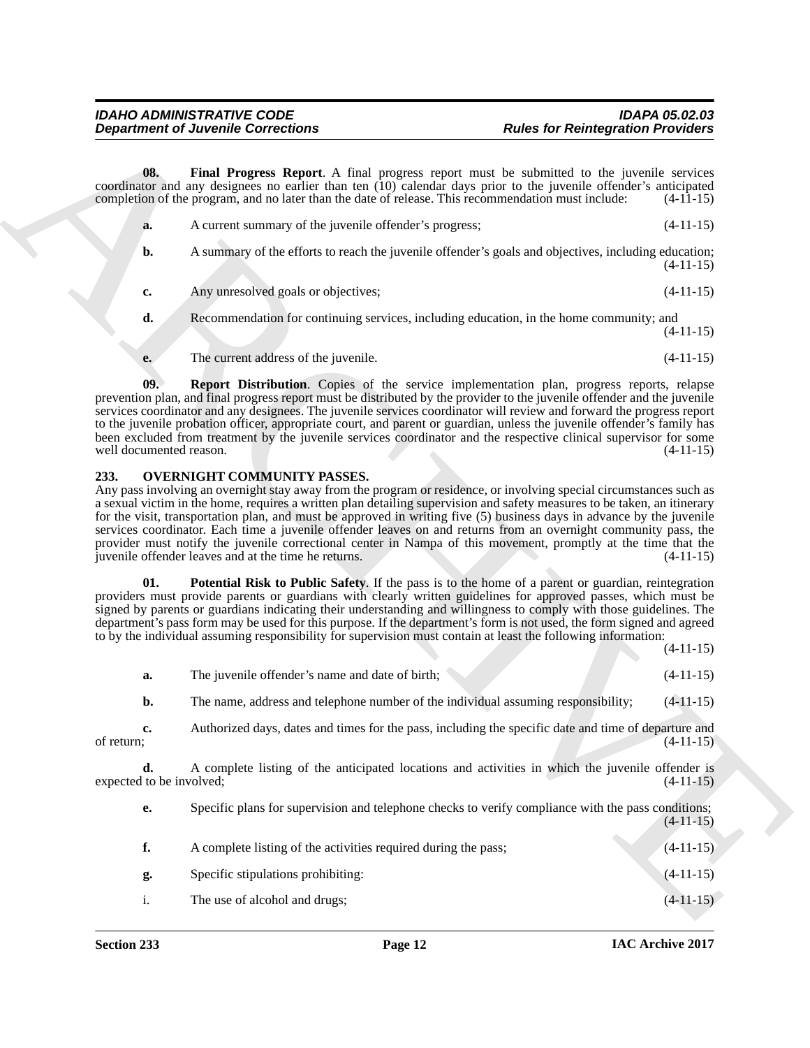**08. Final Progress Report**. A final progress report must be submitted to the juvenile services coordinator and any designees no earlier than ten (10) calendar days prior to the juvenile offender's anticipated completion of the program, and no later than the date of release. This recommendation must include: (4-11-15)

**a.** A current summary of the juvenile offender's progress; (4-11-15)

**b.** A summary of the efforts to reach the juvenile offender's goals and objectives, including education; (4-11-15)

**c.** Any unresolved goals or objectives; (4-11-15)

**d.** Recommendation for continuing services, including education, in the home community; and (4-11-15)

**e.** The current address of the juvenile. (4-11-15)

**09. Report Distribution**. Copies of the service implementation plan, progress reports, relapse prevention plan, and final progress report must be distributed by the provider to the juvenile offender and the juvenile services coordinator and any designees. The juvenile services coordinator will review and forward the progress report to the juvenile probation officer, appropriate court, and parent or guardian, unless the juvenile offender's family has been excluded from treatment by the juvenile services coordinator and the respective clinical supervisor for some well documented reason. (4-11-15)

## 233. OVERNIGHT COMMUNITY PASSES.

Any pass involving an overnight stay away from the program or residence, or involving special circumstances such as a sexual victim in the home, requires a written plan detailing supervision and safety measures to be taken, an itinerary for the visit, transportation plan, and must be approved in writing five (5) business days in advance by the juvenile services coordinator. Each time a juvenile offender leaves on and returns from an overnight community pass, the provider must notify the juvenile correctional center in Nampa of this movement, promptly at the time that the juvenile offender leaves and at the time he returns. (4-11-15)

**01. Potential Risk to Public Safety**. If the pass is to the home of a parent or guardian, reintegration providers must provide parents or guardians with clearly written guidelines for approved passes, which must be signed by parents or guardians indicating their understanding and willingness to comply with those guidelines. The department's pass form may be used for this purpose. If the department's form is not used, the form signed and agreed to by the individual assuming responsibility for supervision must contain at least the following information: (4-11-15)

**a.** The juvenile offender's name and date of birth; (4-11-15)

**b.** The name, address and telephone number of the individual assuming responsibility; (4-11-15)

**c.** Authorized days, dates and times for the pass, including the specific date and time of departure and of return; (4-11-15)

**d.** A complete listing of the anticipated locations and activities in which the juvenile offender is expected to be involved; (4-11-15)

**e.** Specific plans for supervision and telephone checks to verify compliance with the pass conditions; (4-11-15)

**f.** A complete listing of the activities required during the pass; (4-11-15)

**g.** Specific stipulations prohibiting: (4-11-15)

i. The use of alcohol and drugs; (4-11-15)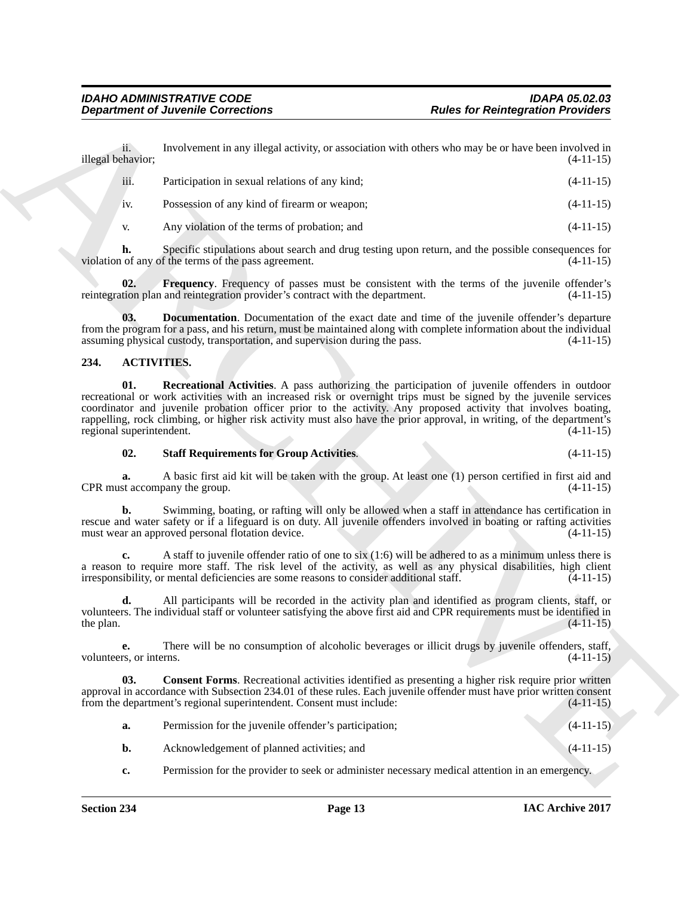ii. Involvement in any illegal activity, or association with others who may be or have been involved in illegal behavior; (4-11-15)

iii. Participation in sexual relations of any kind; (4-11-15)

iv. Possession of any kind of firearm or weapon; (4-11-15)

v. Any violation of the terms of probation; and (4-11-15)

**h.** Specific stipulations about search and drug testing upon return, and the possible consequences for violation of any of the terms of the pass agreement. (4-11-15)

**02. Frequency**. Frequency of passes must be consistent with the terms of the juvenile offender's reintegration plan and reintegration provider's contract with the department. (4-11-15)

**03. Documentation**. Documentation of the exact date and time of the juvenile offender's departure from the program for a pass, and his return, must be maintained along with complete information about the individual assuming physical custody, transportation, and supervision during the pass. (4-11-15)

**234. ACTIVITIES.**

**01. Recreational Activities**. A pass authorizing the participation of juvenile offenders in outdoor recreational or work activities with an increased risk or overnight trips must be signed by the juvenile services coordinator and juvenile probation officer prior to the activity. Any proposed activity that involves boating, rappelling, rock climbing, or higher risk activity must also have the prior approval, in writing, of the department's regional superintendent. (4-11-15)

**02. Staff Requirements for Group Activities**. (4-11-15)

**a.** A basic first aid kit will be taken with the group. At least one (1) person certified in first aid and CPR must accompany the group. (4-11-15)

**b.** Swimming, boating, or rafting will only be allowed when a staff in attendance has certification in rescue and water safety or if a lifeguard is on duty. All juvenile offenders involved in boating or rafting activities must wear an approved personal flotation device. (4-11-15)

**c.** A staff to juvenile offender ratio of one to six (1:6) will be adhered to as a minimum unless there is a reason to require more staff. The risk level of the activity, as well as any physical disabilities, high client irresponsibility, or mental deficiencies are some reasons to consider additional staff. (4-11-15)

**d.** All participants will be recorded in the activity plan and identified as program clients, staff, or volunteers. The individual staff or volunteer satisfying the above first aid and CPR requirements must be identified in the plan. (4-11-15)

**e.** There will be no consumption of alcoholic beverages or illicit drugs by juvenile offenders, staff, volunteers, or interns. (4-11-15)

**03. Consent Forms**. Recreational activities identified as presenting a higher risk require prior written approval in accordance with Subsection 234.01 of these rules. Each juvenile offender must have prior written consent from the department's regional superintendent. Consent must include: (4-11-15)

**a.** Permission for the juvenile offender's participation; (4-11-15)

**b.** Acknowledgement of planned activities; and (4-11-15)

**c.** Permission for the provider to seek or administer necessary medical attention in an emergency.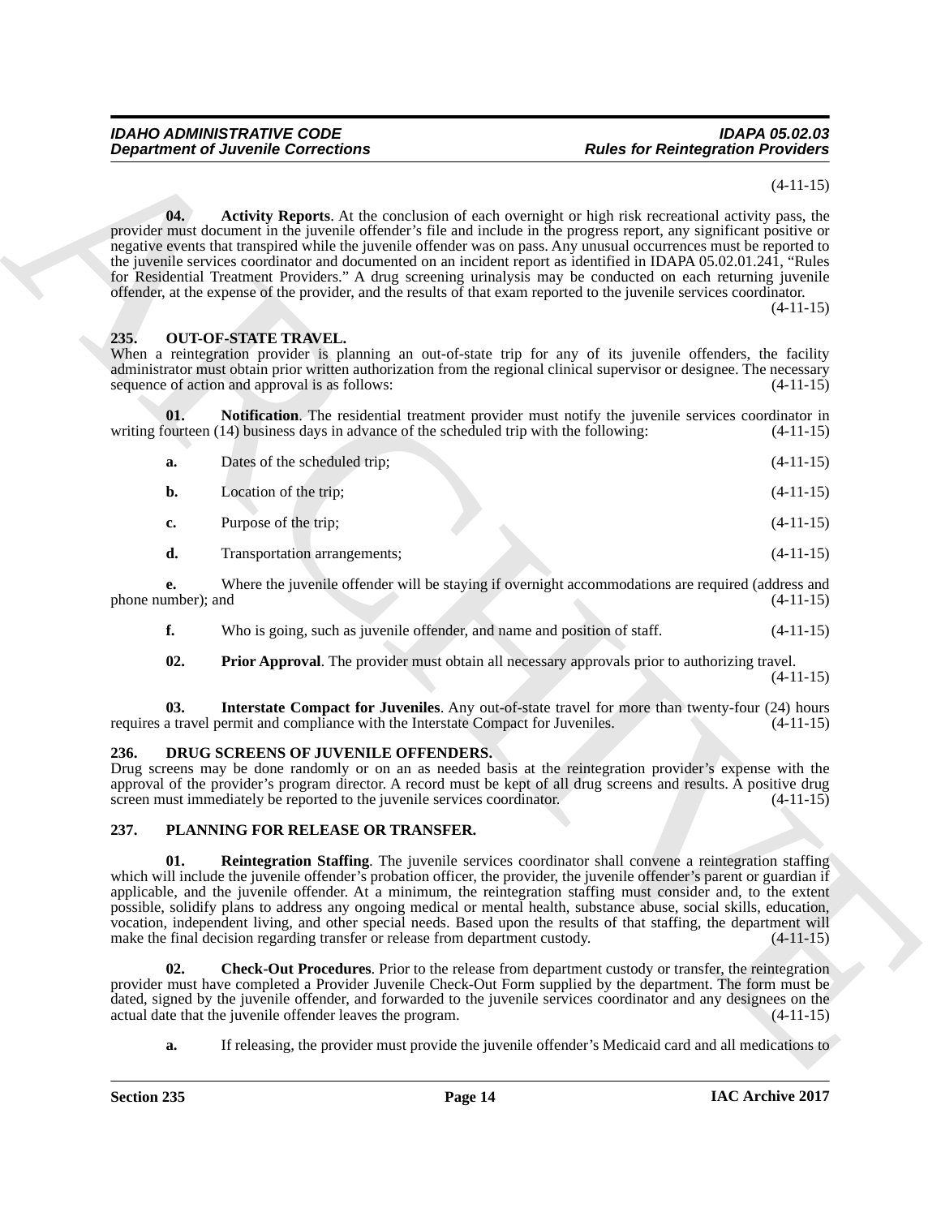(4-11-15)

**04. Activity Reports**. At the conclusion of each overnight or high risk recreational activity pass, the provider must document in the juvenile offender's file and include in the progress report, any significant positive or negative events that transpired while the juvenile offender was on pass. Any unusual occurrences must be reported to the juvenile services coordinator and documented on an incident report as identified in IDAPA 05.02.01.241, "Rules for Residential Treatment Providers." A drug screening urinalysis may be conducted on each returning juvenile offender, at the expense of the provider, and the results of that exam reported to the juvenile services coordinator. (4-11-15)

## 235. OUT-OF-STATE TRAVEL.

When a reintegration provider is planning an out-of-state trip for any of its juvenile offenders, the facility administrator must obtain prior written authorization from the regional clinical supervisor or designee. The necessary sequence of action and approval is as follows: (4-11-15)

**01. Notification**. The residential treatment provider must notify the juvenile services coordinator in writing fourteen (14) business days in advance of the scheduled trip with the following: (4-11-15)

**a.** Dates of the scheduled trip; (4-11-15)

**b.** Location of the trip; (4-11-15)

**c.** Purpose of the trip; (4-11-15)

**d.** Transportation arrangements; (4-11-15)

**e.** Where the juvenile offender will be staying if overnight accommodations are required (address and phone number); and (4-11-15)

**f.** Who is going, such as juvenile offender, and name and position of staff. (4-11-15)

**02. Prior Approval**. The provider must obtain all necessary approvals prior to authorizing travel. (4-11-15)

**03. Interstate Compact for Juveniles**. Any out-of-state travel for more than twenty-four (24) hours requires a travel permit and compliance with the Interstate Compact for Juveniles. (4-11-15)

## 236. DRUG SCREENS OF JUVENILE OFFENDERS.

Drug screens may be done randomly or on an as needed basis at the reintegration provider's expense with the approval of the provider's program director. A record must be kept of all drug screens and results. A positive drug screen must immediately be reported to the juvenile services coordinator. (4-11-15)

## 237. PLANNING FOR RELEASE OR TRANSFER.

**01. Reintegration Staffing**. The juvenile services coordinator shall convene a reintegration staffing which will include the juvenile offender's probation officer, the provider, the juvenile offender's parent or guardian if applicable, and the juvenile offender. At a minimum, the reintegration staffing must consider and, to the extent possible, solidify plans to address any ongoing medical or mental health, substance abuse, social skills, education, vocation, independent living, and other special needs. Based upon the results of that staffing, the department will make the final decision regarding transfer or release from department custody. (4-11-15)

**02. Check-Out Procedures**. Prior to the release from department custody or transfer, the reintegration provider must have completed a Provider Juvenile Check-Out Form supplied by the department. The form must be dated, signed by the juvenile offender, and forwarded to the juvenile services coordinator and any designees on the actual date that the juvenile offender leaves the program. (4-11-15)

**a.** If releasing, the provider must provide the juvenile offender's Medicaid card and all medications to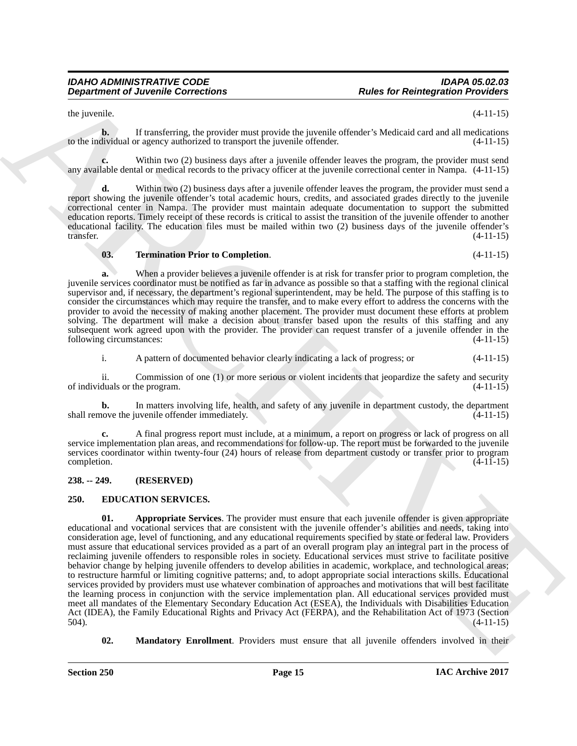the juvenile. (4-11-15)

**b.** If transferring, the provider must provide the juvenile offender's Medicaid card and all medications to the individual or agency authorized to transport the juvenile offender. (4-11-15)

**c.** Within two (2) business days after a juvenile offender leaves the program, the provider must send any available dental or medical records to the privacy officer at the juvenile correctional center in Nampa. (4-11-15)

**d.** Within two (2) business days after a juvenile offender leaves the program, the provider must send a report showing the juvenile offender's total academic hours, credits, and associated grades directly to the juvenile correctional center in Nampa. The provider must maintain adequate documentation to support the submitted education reports. Timely receipt of these records is critical to assist the transition of the juvenile offender to another educational facility. The education files must be mailed within two (2) business days of the juvenile offender's transfer. (4-11-15)

**03. Termination Prior to Completion**. (4-11-15)

**a.** When a provider believes a juvenile offender is at risk for transfer prior to program completion, the juvenile services coordinator must be notified as far in advance as possible so that a staffing with the regional clinical supervisor and, if necessary, the department's regional superintendent, may be held. The purpose of this staffing is to consider the circumstances which may require the transfer, and to make every effort to address the concerns with the provider to avoid the necessity of making another placement. The provider must document these efforts at problem solving. The department will make a decision about transfer based upon the results of this staffing and any subsequent work agreed upon with the provider. The provider can request transfer of a juvenile offender in the following circumstances: (4-11-15)

i. A pattern of documented behavior clearly indicating a lack of progress; or (4-11-15)

ii. Commission of one (1) or more serious or violent incidents that jeopardize the safety and security of individuals or the program. (4-11-15)

**b.** In matters involving life, health, and safety of any juvenile in department custody, the department shall remove the juvenile offender immediately. (4-11-15)

**c.** A final progress report must include, at a minimum, a report on progress or lack of progress on all service implementation plan areas, and recommendations for follow-up. The report must be forwarded to the juvenile services coordinator within twenty-four (24) hours of release from department custody or transfer prior to program completion. (4-11-15)

## 238. -- 249. (RESERVED)

## 250. EDUCATION SERVICES.

**01. Appropriate Services**. The provider must ensure that each juvenile offender is given appropriate educational and vocational services that are consistent with the juvenile offender's abilities and needs, taking into consideration age, level of functioning, and any educational requirements specified by state or federal law. Providers must assure that educational services provided as a part of an overall program play an integral part in the process of reclaiming juvenile offenders to responsible roles in society. Educational services must strive to facilitate positive behavior change by helping juvenile offenders to develop abilities in academic, workplace, and technological areas; to restructure harmful or limiting cognitive patterns; and, to adopt appropriate social interactions skills. Educational services provided by providers must use whatever combination of approaches and motivations that will best facilitate the learning process in conjunction with the service implementation plan. All educational services provided must meet all mandates of the Elementary Secondary Education Act (ESEA), the Individuals with Disabilities Education Act (IDEA), the Family Educational Rights and Privacy Act (FERPA), and the Rehabilitation Act of 1973 (Section 504). (4-11-15)

**02. Mandatory Enrollment**. Providers must ensure that all juvenile offenders involved in their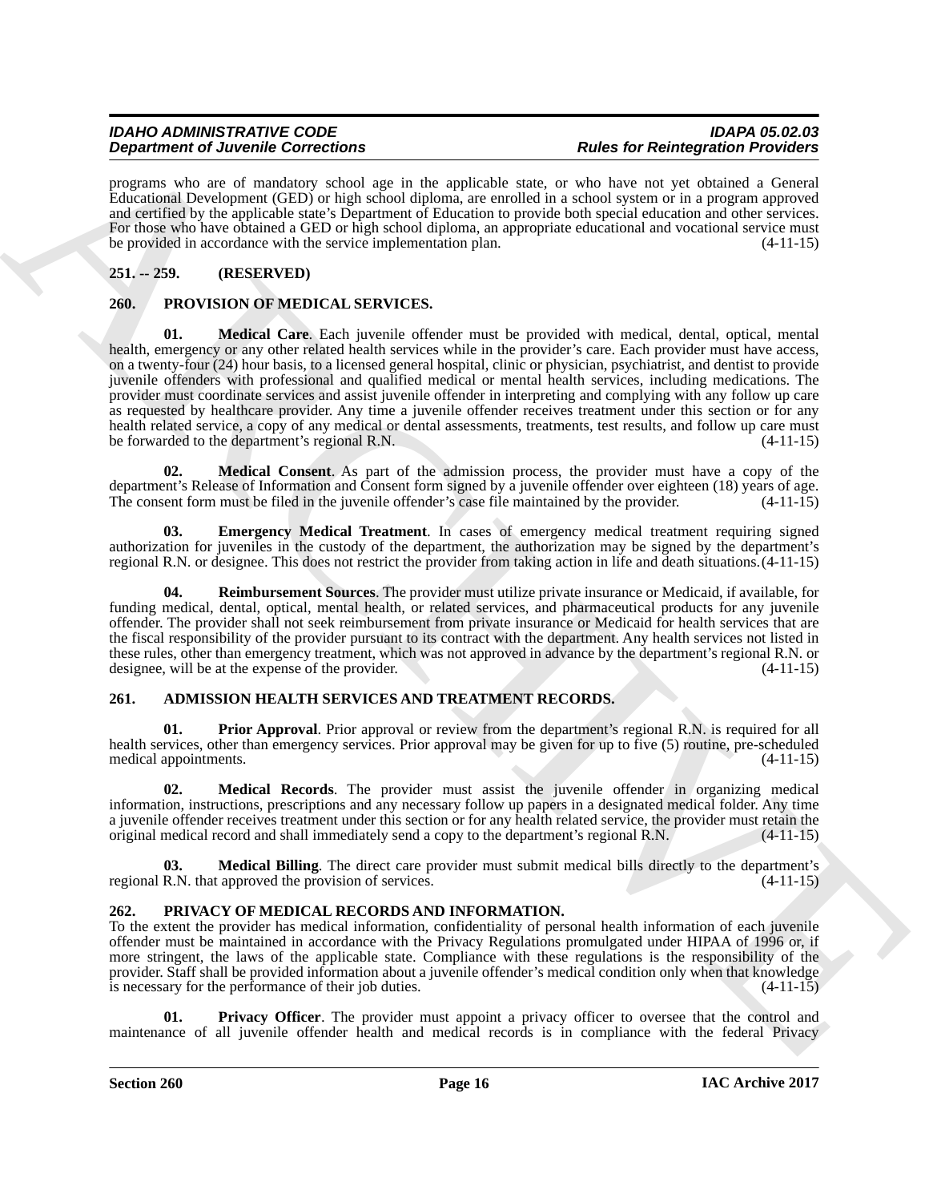programs who are of mandatory school age in the applicable state, or who have not yet obtained a General Educational Development (GED) or high school diploma, are enrolled in a school system or in a program approved and certified by the applicable state's Department of Education to provide both special education and other services. For those who have obtained a GED or high school diploma, an appropriate educational and vocational service must be provided in accordance with the service implementation plan. (4-11-15)

## 251. -- 259. (RESERVED)

## 260. PROVISION OF MEDICAL SERVICES.

**01. Medical Care**. Each juvenile offender must be provided with medical, dental, optical, mental health, emergency or any other related health services while in the provider's care. Each provider must have access, on a twenty-four (24) hour basis, to a licensed general hospital, clinic or physician, psychiatrist, and dentist to provide juvenile offenders with professional and qualified medical or mental health services, including medications. The provider must coordinate services and assist juvenile offender in interpreting and complying with any follow up care as requested by healthcare provider. Any time a juvenile offender receives treatment under this section or for any health related service, a copy of any medical or dental assessments, treatments, test results, and follow up care must be forwarded to the department's regional R.N. (4-11-15)

**02. Medical Consent**. As part of the admission process, the provider must have a copy of the department's Release of Information and Consent form signed by a juvenile offender over eighteen (18) years of age. The consent form must be filed in the juvenile offender's case file maintained by the provider. (4-11-15)

**03. Emergency Medical Treatment**. In cases of emergency medical treatment requiring signed authorization for juveniles in the custody of the department, the authorization may be signed by the department's regional R.N. or designee. This does not restrict the provider from taking action in life and death situations. (4-11-15)

**04. Reimbursement Sources**. The provider must utilize private insurance or Medicaid, if available, for funding medical, dental, optical, mental health, or related services, and pharmaceutical products for any juvenile offender. The provider shall not seek reimbursement from private insurance or Medicaid for health services that are the fiscal responsibility of the provider pursuant to its contract with the department. Any health services not listed in these rules, other than emergency treatment, which was not approved in advance by the department's regional R.N. or designee, will be at the expense of the provider. (4-11-15)

## 261. ADMISSION HEALTH SERVICES AND TREATMENT RECORDS.

**01. Prior Approval**. Prior approval or review from the department's regional R.N. is required for all health services, other than emergency services. Prior approval may be given for up to five (5) routine, pre-scheduled medical appointments. (4-11-15)

**02. Medical Records**. The provider must assist the juvenile offender in organizing medical information, instructions, prescriptions and any necessary follow up papers in a designated medical folder. Any time a juvenile offender receives treatment under this section or for any health related service, the provider must retain the original medical record and shall immediately send a copy to the department's regional R.N. (4-11-15)

**03. Medical Billing**. The direct care provider must submit medical bills directly to the department's regional R.N. that approved the provision of services. (4-11-15)

## 262. PRIVACY OF MEDICAL RECORDS AND INFORMATION.

To the extent the provider has medical information, confidentiality of personal health information of each juvenile offender must be maintained in accordance with the Privacy Regulations promulgated under HIPAA of 1996 or, if more stringent, the laws of the applicable state. Compliance with these regulations is the responsibility of the provider. Staff shall be provided information about a juvenile offender's medical condition only when that knowledge is necessary for the performance of their job duties. (4-11-15)

**01. Privacy Officer**. The provider must appoint a privacy officer to oversee that the control and maintenance of all juvenile offender health and medical records is in compliance with the federal Privacy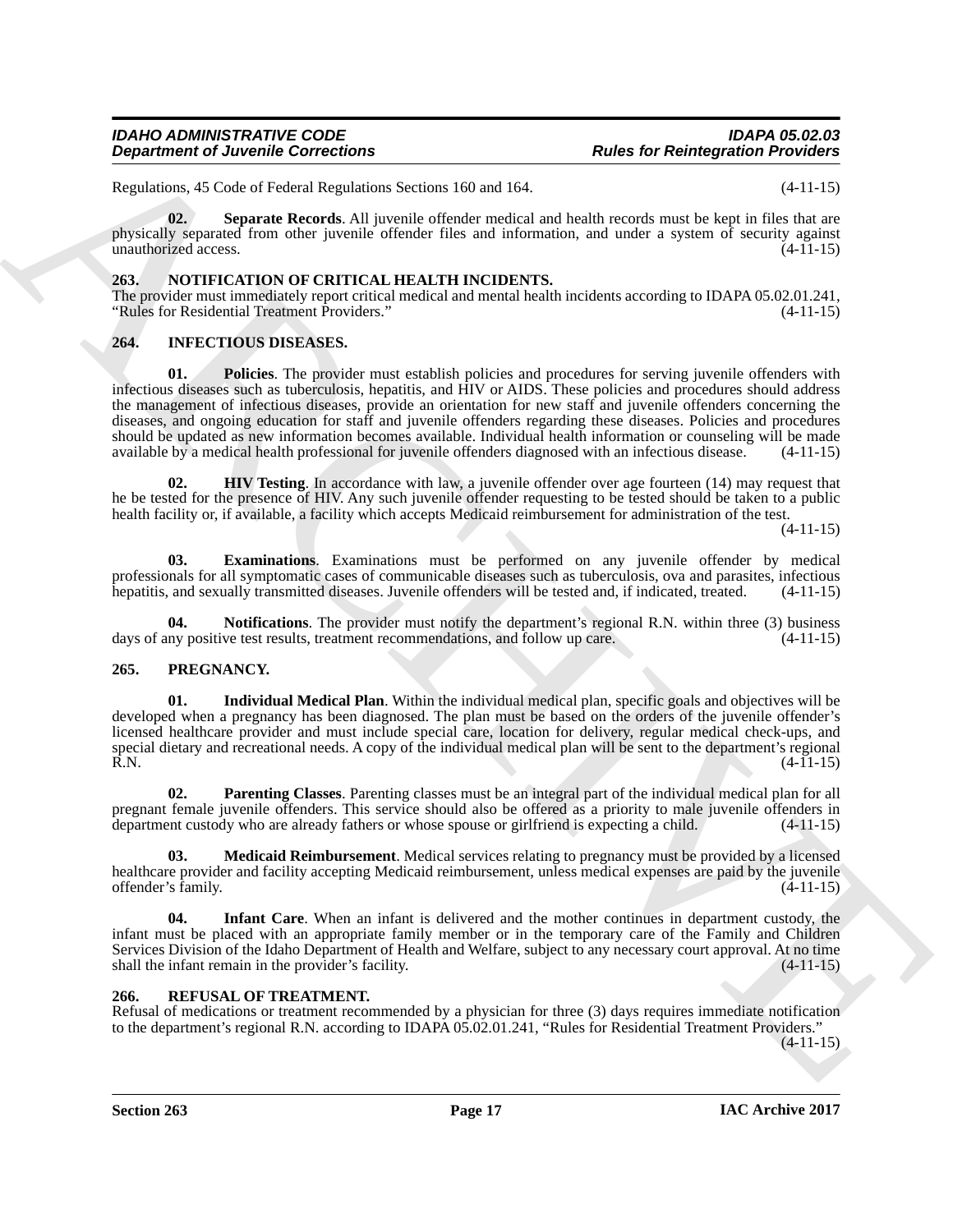Regulations, 45 Code of Federal Regulations Sections 160 and 164. (4-11-15)

**02. Separate Records**. All juvenile offender medical and health records must be kept in files that are physically separated from other juvenile offender files and information, and under a system of security against unauthorized access. (4-11-15)

## 263. NOTIFICATION OF CRITICAL HEALTH INCIDENTS.

The provider must immediately report critical medical and mental health incidents according to IDAPA 05.02.01.241, "Rules for Residential Treatment Providers." (4-11-15)

## 264. INFECTIOUS DISEASES.

**01. Policies**. The provider must establish policies and procedures for serving juvenile offenders with infectious diseases such as tuberculosis, hepatitis, and HIV or AIDS. These policies and procedures should address the management of infectious diseases, provide an orientation for new staff and juvenile offenders concerning the diseases, and ongoing education for staff and juvenile offenders regarding these diseases. Policies and procedures should be updated as new information becomes available. Individual health information or counseling will be made available by a medical health professional for juvenile offenders diagnosed with an infectious disease. (4-11-15)

**02. HIV Testing**. In accordance with law, a juvenile offender over age fourteen (14) may request that he be tested for the presence of HIV. Any such juvenile offender requesting to be tested should be taken to a public health facility or, if available, a facility which accepts Medicaid reimbursement for administration of the test. (4-11-15)

**03. Examinations**. Examinations must be performed on any juvenile offender by medical professionals for all symptomatic cases of communicable diseases such as tuberculosis, ova and parasites, infectious hepatitis, and sexually transmitted diseases. Juvenile offenders will be tested and, if indicated, treated. (4-11-15)

**04. Notifications**. The provider must notify the department's regional R.N. within three (3) business days of any positive test results, treatment recommendations, and follow up care. (4-11-15)

## 265. PREGNANCY.

**01. Individual Medical Plan**. Within the individual medical plan, specific goals and objectives will be developed when a pregnancy has been diagnosed. The plan must be based on the orders of the juvenile offender's licensed healthcare provider and must include special care, location for delivery, regular medical check-ups, and special dietary and recreational needs. A copy of the individual medical plan will be sent to the department's regional R.N. (4-11-15)

**02. Parenting Classes**. Parenting classes must be an integral part of the individual medical plan for all pregnant female juvenile offenders. This service should also be offered as a priority to male juvenile offenders in department custody who are already fathers or whose spouse or girlfriend is expecting a child. (4-11-15)

**03. Medicaid Reimbursement**. Medical services relating to pregnancy must be provided by a licensed healthcare provider and facility accepting Medicaid reimbursement, unless medical expenses are paid by the juvenile offender's family. (4-11-15)

**04. Infant Care**. When an infant is delivered and the mother continues in department custody, the infant must be placed with an appropriate family member or in the temporary care of the Family and Children Services Division of the Idaho Department of Health and Welfare, subject to any necessary court approval. At no time shall the infant remain in the provider's facility. (4-11-15)

## 266. REFUSAL OF TREATMENT.

Refusal of medications or treatment recommended by a physician for three (3) days requires immediate notification to the department's regional R.N. according to IDAPA 05.02.01.241, "Rules for Residential Treatment Providers." (4-11-15)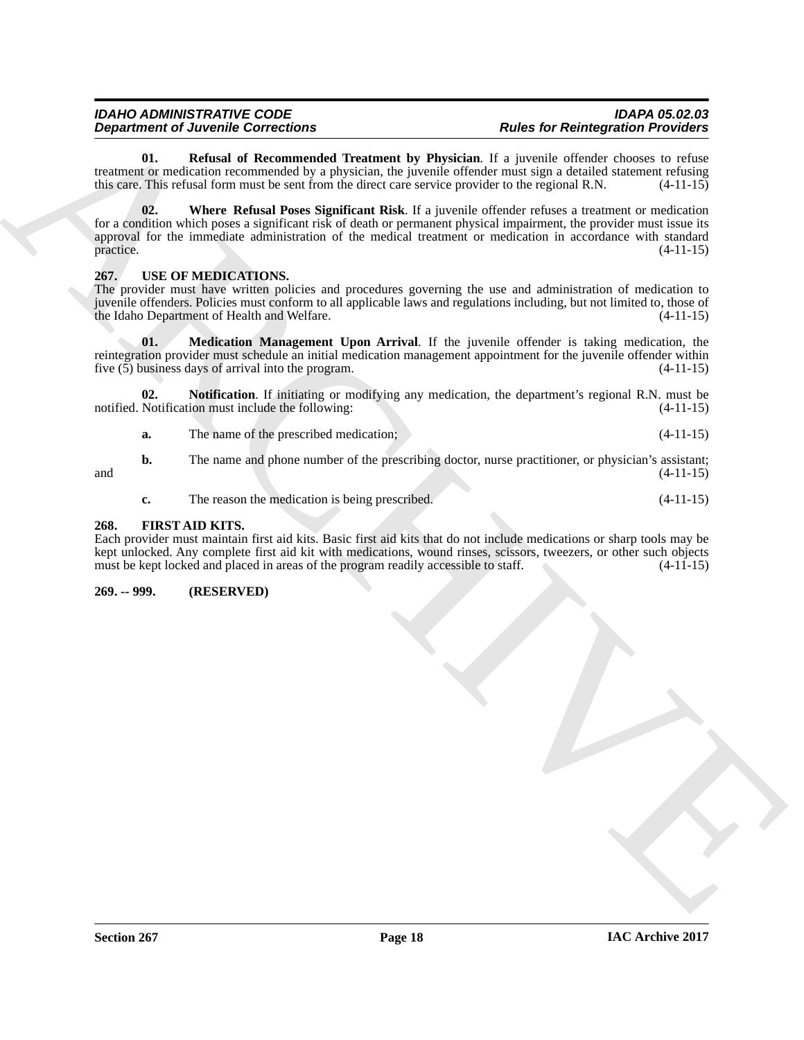**01. Refusal of Recommended Treatment by Physician**. If a juvenile offender chooses to refuse treatment or medication recommended by a physician, the juvenile offender must sign a detailed statement refusing this care. This refusal form must be sent from the direct care service provider to the regional R.N. (4-11-15)

**02. Where Refusal Poses Significant Risk**. If a juvenile offender refuses a treatment or medication for a condition which poses a significant risk of death or permanent physical impairment, the provider must issue its approval for the immediate administration of the medical treatment or medication in accordance with standard practice. (4-11-15)

**267. USE OF MEDICATIONS.**

The provider must have written policies and procedures governing the use and administration of medication to juvenile offenders. Policies must conform to all applicable laws and regulations including, but not limited to, those of the Idaho Department of Health and Welfare. (4-11-15)

**01. Medication Management Upon Arrival**. If the juvenile offender is taking medication, the reintegration provider must schedule an initial medication management appointment for the juvenile offender within five (5) business days of arrival into the program. (4-11-15)

**02. Notification**. If initiating or modifying any medication, the department's regional R.N. must be notified. Notification must include the following: (4-11-15)

**a.** The name of the prescribed medication; (4-11-15)

**b.** The name and phone number of the prescribing doctor, nurse practitioner, or physician's assistant; and (4-11-15)

**c.** The reason the medication is being prescribed. (4-11-15)

**268. FIRST AID KITS.**

Each provider must maintain first aid kits. Basic first aid kits that do not include medications or sharp tools may be kept unlocked. Any complete first aid kit with medications, wound rinses, scissors, tweezers, or other such objects must be kept locked and placed in areas of the program readily accessible to staff. (4-11-15)

**269. -- 999. (RESERVED)**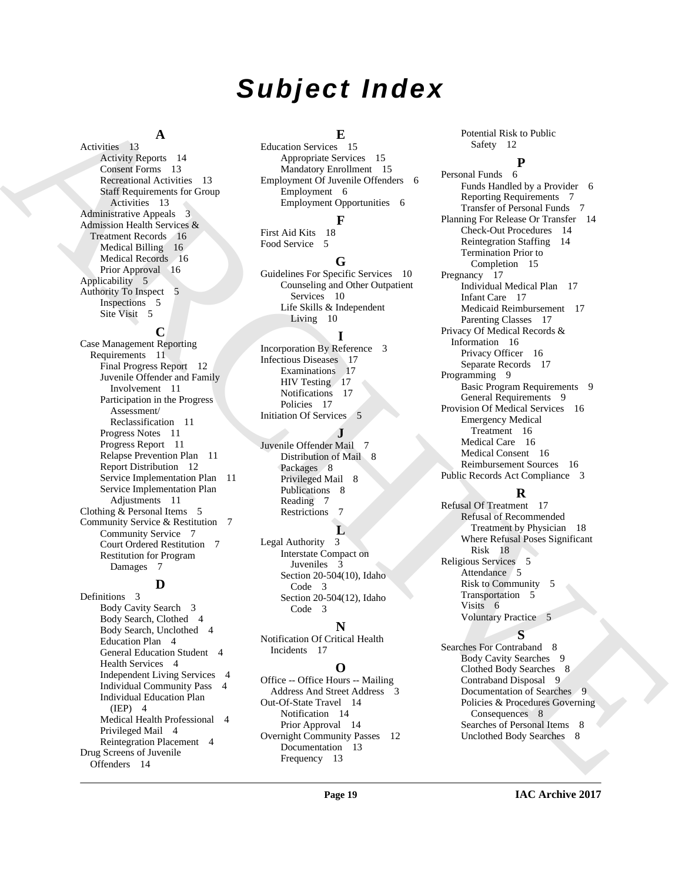# Subject Index

## A

Activities 13
- Activity Reports 14
- Consent Forms 13
- Recreational Activities 13
- Staff Requirements for Group Activities 13

Administrative Appeals 3

Admission Health Services & Treatment Records 16
- Medical Billing 16
- Medical Records 16
- Prior Approval 16

Applicability 5

Authority To Inspect 5
- Inspections 5
- Site Visit 5

## C

Case Management Reporting Requirements 11
- Final Progress Report 12
- Juvenile Offender and Family Involvement 11
- Participation in the Progress Assessment/ Reclassification 11
- Progress Notes 11
- Progress Report 11
- Relapse Prevention Plan 11
- Report Distribution 12
- Service Implementation Plan 11
- Service Implementation Plan Adjustments 11

Clothing & Personal Items 5

Community Service & Restitution 7
- Community Service 7
- Court Ordered Restitution 7
- Restitution for Program Damages 7

## D

Definitions 3
- Body Cavity Search 3
- Body Search, Clothed 4
- Body Search, Unclothed 4
- Education Plan 4
- General Education Student 4
- Health Services 4
- Independent Living Services 4
- Individual Community Pass 4
- Individual Education Plan (IEP) 4
- Medical Health Professional 4
- Privileged Mail 4
- Reintegration Placement 4

Drug Screens of Juvenile Offenders 14

## E

Education Services 15
- Appropriate Services 15
- Mandatory Enrollment 15

Employment Of Juvenile Offenders 6
- Employment 6
- Employment Opportunities 6

## F

First Aid Kits 18

Food Service 5

## G

Guidelines For Specific Services 10
- Counseling and Other Outpatient Services 10
- Life Skills & Independent Living 10

## I

Incorporation By Reference 3

Infectious Diseases 17
- Examinations 17
- HIV Testing 17
- Notifications 17
- Policies 17

Initiation Of Services 5

## J

Juvenile Offender Mail 7
- Distribution of Mail 8
- Packages 8
- Privileged Mail 8
- Publications 8
- Reading 7
- Restrictions 7

## L

Legal Authority 3
- Interstate Compact on Juveniles 3
- Section 20-504(10), Idaho Code 3
- Section 20-504(12), Idaho Code 3

## N

Notification Of Critical Health Incidents 17

## O

Office -- Office Hours -- Mailing Address And Street Address 3

Out-Of-State Travel 14
- Notification 14
- Prior Approval 14

Overnight Community Passes 12
- Documentation 13
- Frequency 13
- Potential Risk to Public Safety 12

## P

Personal Funds 6
- Funds Handled by a Provider 6
- Reporting Requirements 7
- Transfer of Personal Funds 7

Planning For Release Or Transfer 14
- Check-Out Procedures 14
- Reintegration Staffing 14
- Termination Prior to Completion 15

Pregnancy 17
- Individual Medical Plan 17
- Infant Care 17
- Medicaid Reimbursement 17
- Parenting Classes 17

Privacy Of Medical Records & Information 16
- Privacy Officer 16
- Separate Records 17

Programming 9
- Basic Program Requirements 9
- General Requirements 9

Provision Of Medical Services 16
- Emergency Medical Treatment 16
- Medical Care 16
- Medical Consent 16
- Reimbursement Sources 16

Public Records Act Compliance 3

## R

Refusal Of Treatment 17
- Refusal of Recommended Treatment by Physician 18
- Where Refusal Poses Significant Risk 18

Religious Services 5
- Attendance 5
- Risk to Community 5
- Transportation 5
- Visits 6
- Voluntary Practice 5

## S

Searches For Contraband 8
- Body Cavity Searches 9
- Clothed Body Searches 8
- Contraband Disposal 9
- Documentation of Searches 9
- Policies & Procedures Governing Consequences 8
- Searches of Personal Items 8
- Unclothed Body Searches 8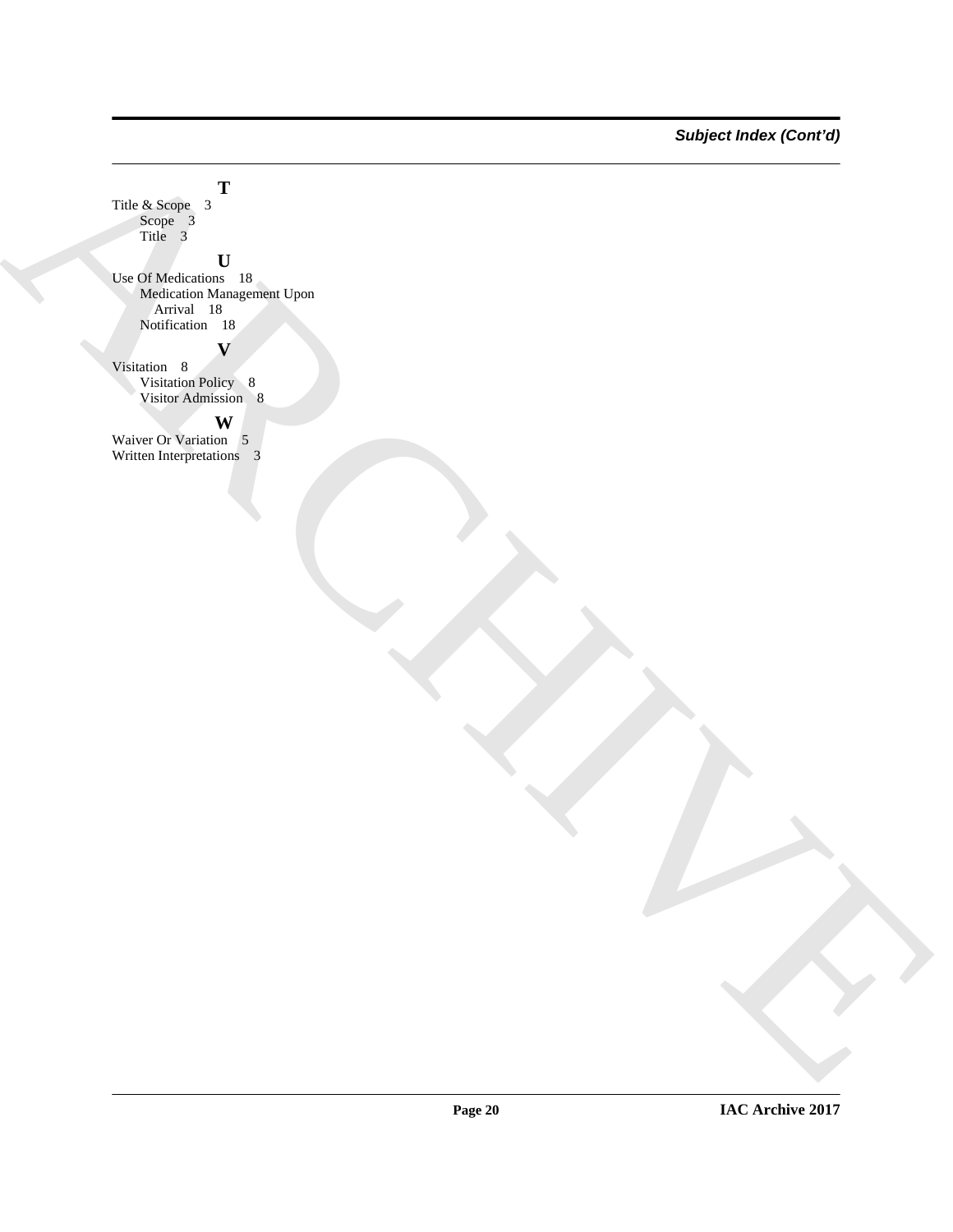**T**

Title & Scope 3
- Scope 3
- Title 3

**U**

Use Of Medications 18
- Medication Management Upon Arrival 18
- Notification 18

**V**

Visitation 8
- Visitation Policy 8
- Visitor Admission 8

**W**

Waiver Or Variation 5

Written Interpretations 3